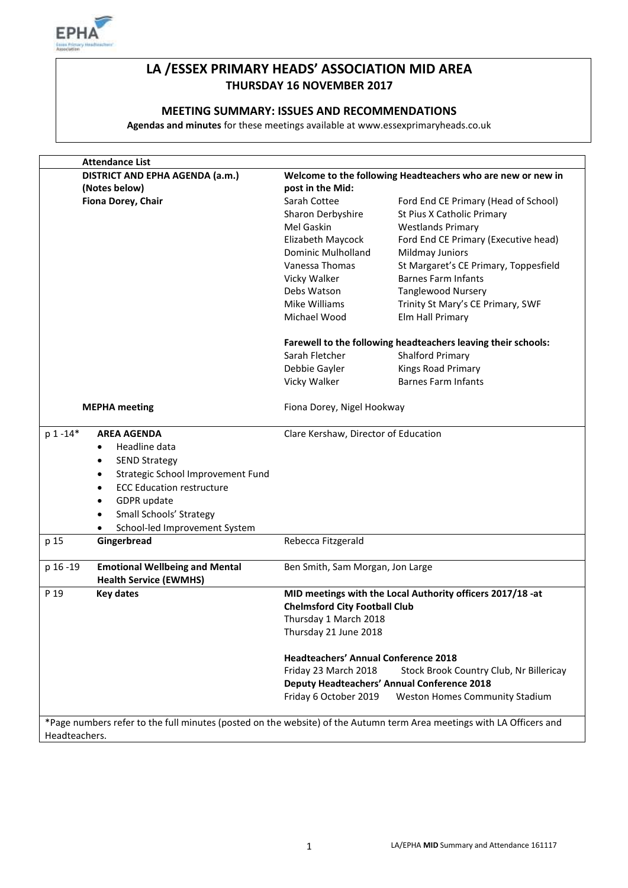# LA /ESSEX PRIMARY HEADS' ASSOCIATION MID AREA

## THURSDAY 16 NOVEMBER 2017

### MEETING SUMMARY: ISSUES AND RECOMMENDATIONS

**Agendas and minutes** for these meetings available at www.essexprimaryheads.co.uk

| | **Attendance List** | | |
|---|---|---|---|
| | **DISTRICT AND EPHA AGENDA (a.m.) (Notes below)** | **Welcome to the following Headteachers who are new or new in post in the Mid:** | |
| | **Fiona Dorey, Chair** | Sarah Cottee | Ford End CE Primary (Head of School) |
| | | Sharon Derbyshire | St Pius X Catholic Primary |
| | | Mel Gaskin | Westlands Primary |
| | | Elizabeth Maycock | Ford End CE Primary (Executive head) |
| | | Dominic Mulholland | Mildmay Juniors |
| | | Vanessa Thomas | St Margaret's CE Primary, Toppesfield |
| | | Vicky Walker | Barnes Farm Infants |
| | | Debs Watson | Tanglewood Nursery |
| | | Mike Williams | Trinity St Mary's CE Primary, SWF |
| | | Michael Wood | Elm Hall Primary |
| | | **Farewell to the following headteachers leaving their schools:** | |
| | | Sarah Fletcher | Shalford Primary |
| | | Debbie Gayler | Kings Road Primary |
| | | Vicky Walker | Barnes Farm Infants |
| | **MEPHA meeting** | Fiona Dorey, Nigel Hookway | |
| p 1 -14* | **AREA AGENDA** <br>• Headline data <br>• SEND Strategy <br>• Strategic School Improvement Fund <br>• ECC Education restructure <br>• GDPR update <br>• Small Schools' Strategy <br>• School-led Improvement System | Clare Kershaw, Director of Education | |
| p 15 | **Gingerbread** | Rebecca Fitzgerald | |
| p 16 -19 | **Emotional Wellbeing and Mental Health Service (EWMHS)** | Ben Smith, Sam Morgan, Jon Large | |
| P 19 | **Key dates** | **MID meetings with the Local Authority officers 2017/18 -at Chelmsford City Football Club** <br>Thursday 1 March 2018 <br>Thursday 21 June 2018 <br><br>**Headteachers' Annual Conference 2018** <br>Friday 23 March 2018 — Stock Brook Country Club, Nr Billericay <br>**Deputy Headteachers' Annual Conference 2018** <br>Friday 6 October 2019 — Weston Homes Community Stadium | |

*Page numbers refer to the full minutes (posted on the website) of the Autumn term Area meetings with LA Officers and Headteachers.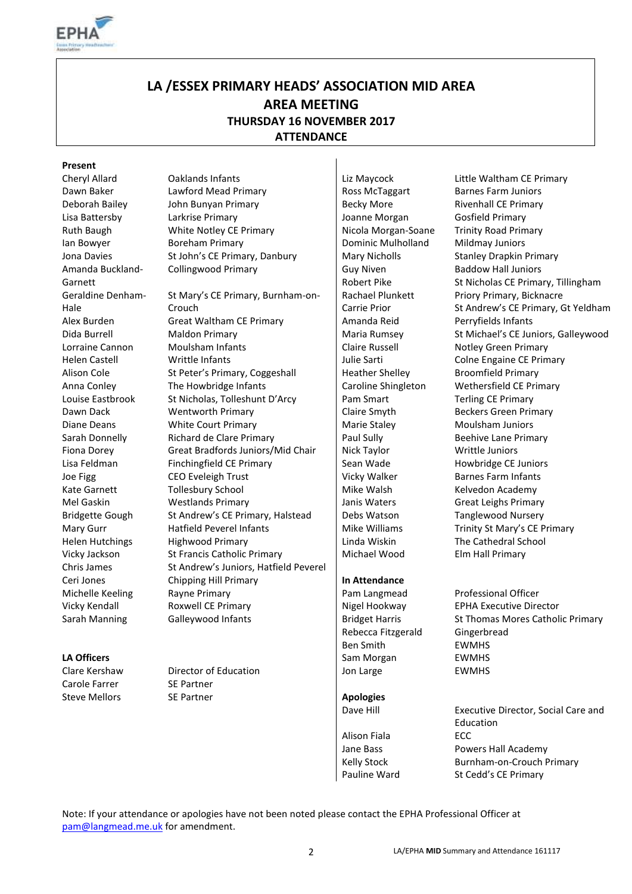# LA /ESSEX PRIMARY HEADS' ASSOCIATION MID AREA

## AREA MEETING

### THURSDAY 16 NOVEMBER 2017

### ATTENDANCE

**Present**

| | |
|---|---|
| Cheryl Allard | Oaklands Infants |
| Dawn Baker | Lawford Mead Primary |
| Deborah Bailey | John Bunyan Primary |
| Lisa Battersby | Larkrise Primary |
| Ruth Baugh | White Notley CE Primary |
| Ian Bowyer | Boreham Primary |
| Jona Davies | St John's CE Primary, Danbury |
| Amanda Buckland-Garnett | Collingwood Primary |
| Geraldine Denham-Hale | St Mary's CE Primary, Burnham-on-Crouch |
| Alex Burden | Great Waltham CE Primary |
| Dida Burrell | Maldon Primary |
| Lorraine Cannon | Moulsham Infants |
| Helen Castell | Writtle Infants |
| Alison Cole | St Peter's Primary, Coggeshall |
| Anna Conley | The Howbridge Infants |
| Louise Eastbrook | St Nicholas, Tolleshunt D'Arcy |
| Dawn Dack | Wentworth Primary |
| Diane Deans | White Court Primary |
| Sarah Donnelly | Richard de Clare Primary |
| Fiona Dorey | Great Bradfords Juniors/Mid Chair |
| Lisa Feldman | Finchingfield CE Primary |
| Joe Figg | CEO Eveleigh Trust |
| Kate Garnett | Tollesbury School |
| Mel Gaskin | Westlands Primary |
| Bridgette Gough | St Andrew's CE Primary, Halstead |
| Mary Gurr | Hatfield Peverel Infants |
| Helen Hutchings | Highwood Primary |
| Vicky Jackson | St Francis Catholic Primary |
| Chris James | St Andrew's Juniors, Hatfield Peverel |
| Ceri Jones | Chipping Hill Primary |
| Michelle Keeling | Rayne Primary |
| Vicky Kendall | Roxwell CE Primary |
| Sarah Manning | Galleywood Infants |
| Liz Maycock | Little Waltham CE Primary |
| Ross McTaggart | Barnes Farm Juniors |
| Becky More | Rivenhall CE Primary |
| Joanne Morgan | Gosfield Primary |
| Nicola Morgan-Soane | Trinity Road Primary |
| Dominic Mulholland | Mildmay Juniors |
| Mary Nicholls | Stanley Drapkin Primary |
| Guy Niven | Baddow Hall Juniors |
| Robert Pike | St Nicholas CE Primary, Tillingham |
| Rachael Plunkett | Priory Primary, Bicknacre |
| Carrie Prior | St Andrew's CE Primary, Gt Yeldham |
| Amanda Reid | Perryfields Infants |
| Maria Rumsey | St Michael's CE Juniors, Galleywood |
| Claire Russell | Notley Green Primary |
| Julie Sarti | Colne Engaine CE Primary |
| Heather Shelley | Broomfield Primary |
| Caroline Shingleton | Wethersfield CE Primary |
| Pam Smart | Terling CE Primary |
| Claire Smyth | Beckers Green Primary |
| Marie Staley | Moulsham Juniors |
| Paul Sully | Beehive Lane Primary |
| Nick Taylor | Writtle Juniors |
| Sean Wade | Howbridge CE Juniors |
| Vicky Walker | Barnes Farm Infants |
| Mike Walsh | Kelvedon Academy |
| Janis Waters | Great Leighs Primary |
| Debs Watson | Tanglewood Nursery |
| Mike Williams | Trinity St Mary's CE Primary |
| Linda Wiskin | The Cathedral School |
| Michael Wood | Elm Hall Primary |

**LA Officers**

| | |
|---|---|
| Clare Kershaw | Director of Education |
| Carole Farrer | SE Partner |
| Steve Mellors | SE Partner |

**In Attendance**

| | |
|---|---|
| Pam Langmead | Professional Officer |
| Nigel Hookway | EPHA Executive Director |
| Bridget Harris | St Thomas Mores Catholic Primary |
| Rebecca Fitzgerald | Gingerbread |
| Ben Smith | EWMHS |
| Sam Morgan | EWMHS |
| Jon Large | EWMHS |

**Apologies**

| | |
|---|---|
| Dave Hill | Executive Director, Social Care and Education |
| Alison Fiala | ECC |
| Jane Bass | Powers Hall Academy |
| Kelly Stock | Burnham-on-Crouch Primary |
| Pauline Ward | St Cedd's CE Primary |

Note: If your attendance or apologies have not been noted please contact the EPHA Professional Officer at pam@langmead.me.uk for amendment.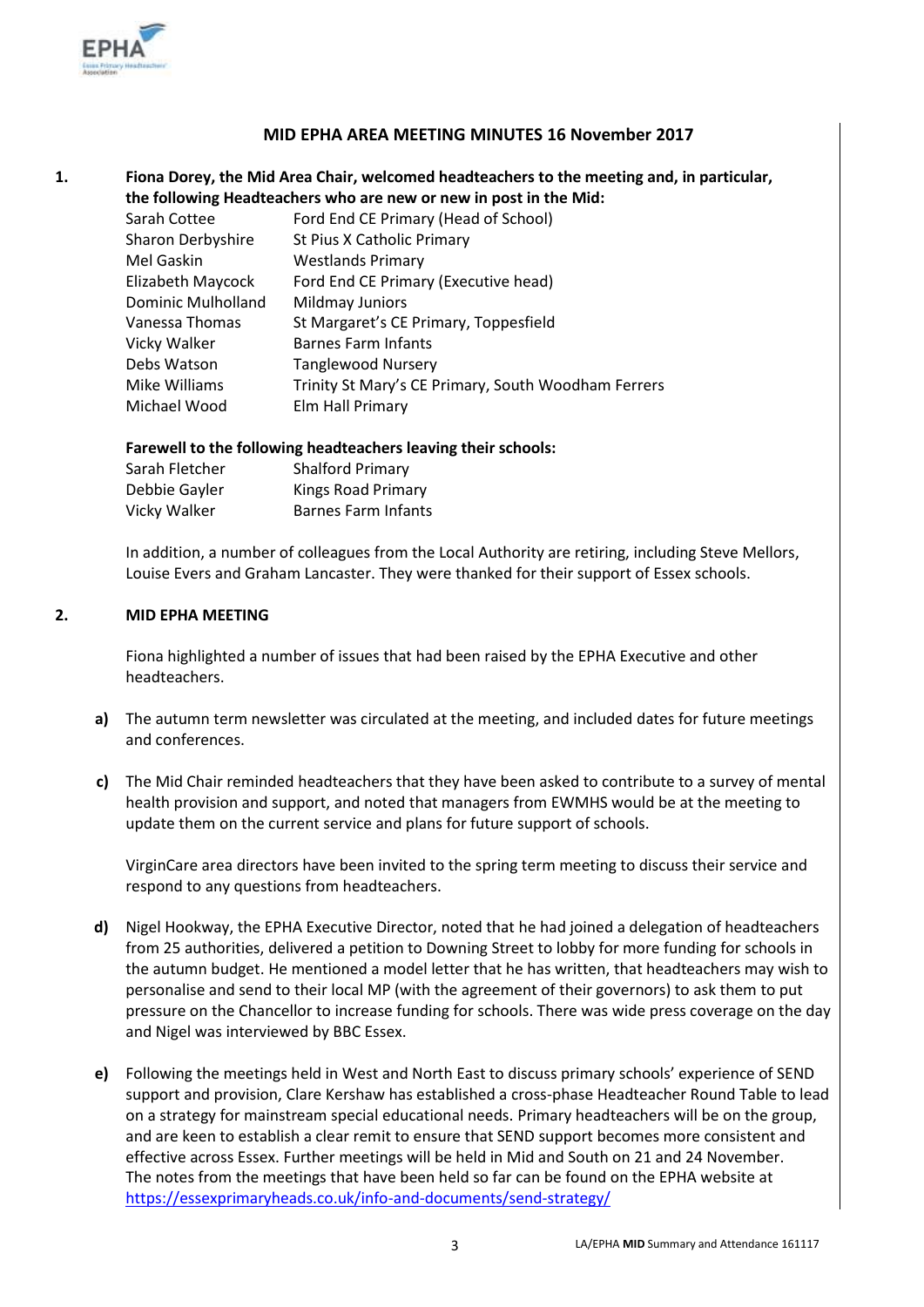## MID EPHA AREA MEETING MINUTES 16 November 2017

**1. Fiona Dorey, the Mid Area Chair, welcomed headteachers to the meeting and, in particular, the following Headteachers who are new or new in post in the Mid:**

| | |
|---|---|
| Sarah Cottee | Ford End CE Primary (Head of School) |
| Sharon Derbyshire | St Pius X Catholic Primary |
| Mel Gaskin | Westlands Primary |
| Elizabeth Maycock | Ford End CE Primary (Executive head) |
| Dominic Mulholland | Mildmay Juniors |
| Vanessa Thomas | St Margaret's CE Primary, Toppesfield |
| Vicky Walker | Barnes Farm Infants |
| Debs Watson | Tanglewood Nursery |
| Mike Williams | Trinity St Mary's CE Primary, South Woodham Ferrers |
| Michael Wood | Elm Hall Primary |

**Farewell to the following headteachers leaving their schools:**

| | |
|---|---|
| Sarah Fletcher | Shalford Primary |
| Debbie Gayler | Kings Road Primary |
| Vicky Walker | Barnes Farm Infants |

In addition, a number of colleagues from the Local Authority are retiring, including Steve Mellors, Louise Evers and Graham Lancaster. They were thanked for their support of Essex schools.

**2. MID EPHA MEETING**

Fiona highlighted a number of issues that had been raised by the EPHA Executive and other headteachers.

**a)** The autumn term newsletter was circulated at the meeting, and included dates for future meetings and conferences.

**c)** The Mid Chair reminded headteachers that they have been asked to contribute to a survey of mental health provision and support, and noted that managers from EWMHS would be at the meeting to update them on the current service and plans for future support of schools.

VirginCare area directors have been invited to the spring term meeting to discuss their service and respond to any questions from headteachers.

**d)** Nigel Hookway, the EPHA Executive Director, noted that he had joined a delegation of headteachers from 25 authorities, delivered a petition to Downing Street to lobby for more funding for schools in the autumn budget. He mentioned a model letter that he has written, that headteachers may wish to personalise and send to their local MP (with the agreement of their governors) to ask them to put pressure on the Chancellor to increase funding for schools. There was wide press coverage on the day and Nigel was interviewed by BBC Essex.

**e)** Following the meetings held in West and North East to discuss primary schools' experience of SEND support and provision, Clare Kershaw has established a cross-phase Headteacher Round Table to lead on a strategy for mainstream special educational needs. Primary headteachers will be on the group, and are keen to establish a clear remit to ensure that SEND support becomes more consistent and effective across Essex. Further meetings will be held in Mid and South on 21 and 24 November. The notes from the meetings that have been held so far can be found on the EPHA website at https://essexprimaryheads.co.uk/info-and-documents/send-strategy/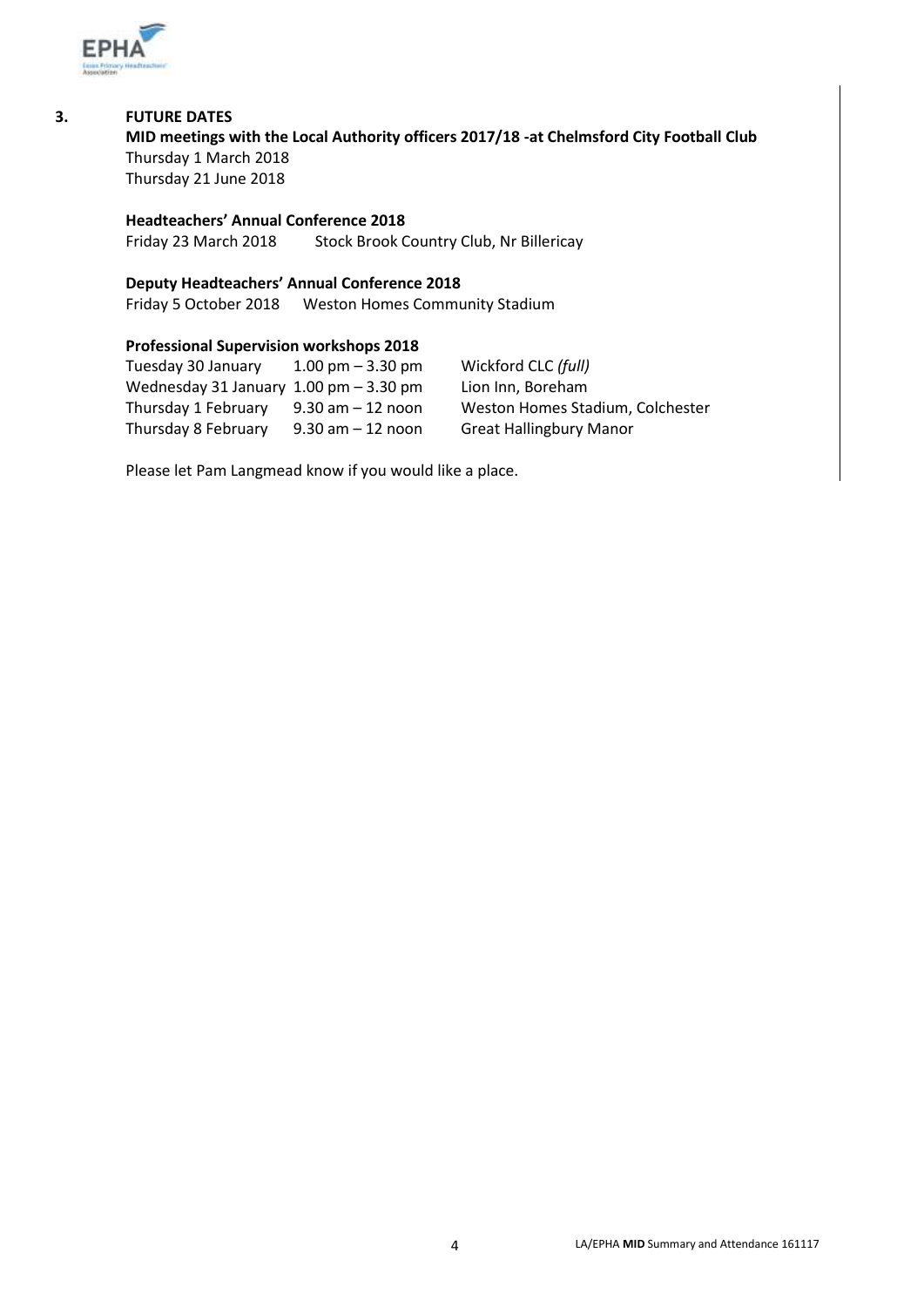## 3. FUTURE DATES

**MID meetings with the Local Authority officers 2017/18 -at Chelmsford City Football Club**

Thursday 1 March 2018
Thursday 21 June 2018

**Headteachers' Annual Conference 2018**

Friday 23 March 2018 Stock Brook Country Club, Nr Billericay

**Deputy Headteachers' Annual Conference 2018**

Friday 5 October 2018 Weston Homes Community Stadium

**Professional Supervision workshops 2018**

| | | |
|---|---|---|
| Tuesday 30 January | 1.00 pm – 3.30 pm | Wickford CLC *(full)* |
| Wednesday 31 January | 1.00 pm – 3.30 pm | Lion Inn, Boreham |
| Thursday 1 February | 9.30 am – 12 noon | Weston Homes Stadium, Colchester |
| Thursday 8 February | 9.30 am – 12 noon | Great Hallingbury Manor |

Please let Pam Langmead know if you would like a place.